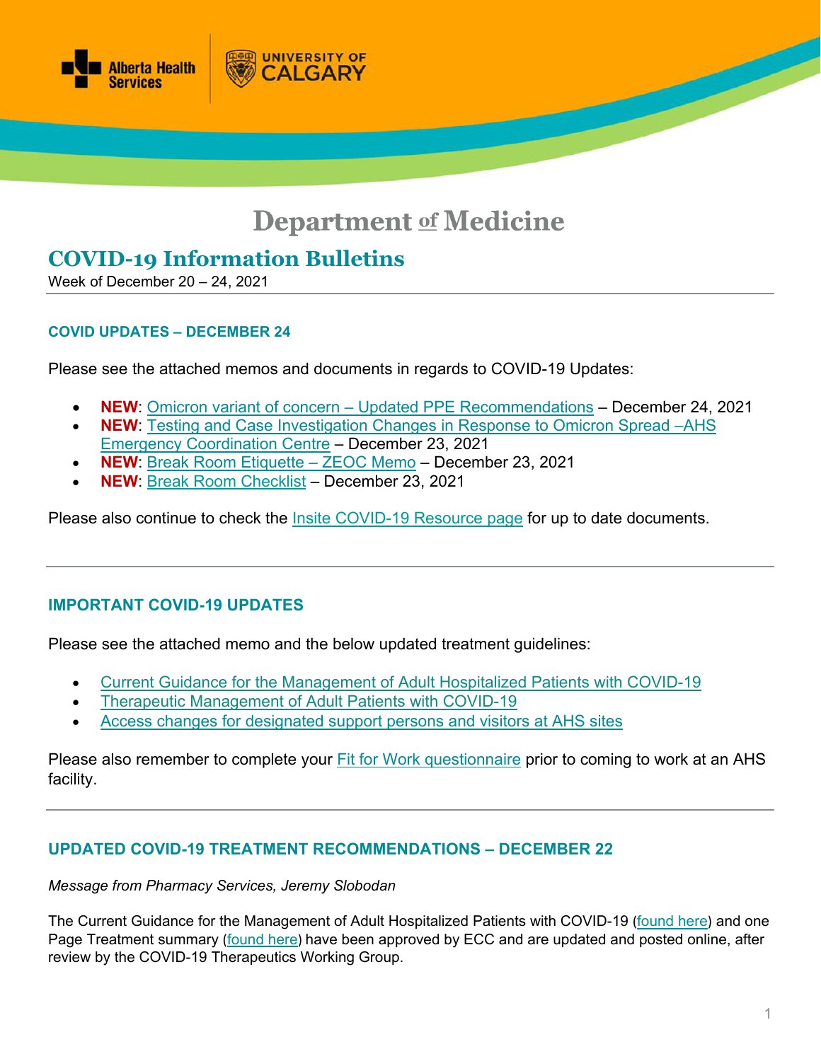# Department of Medicine

## COVID-19 Information Bulletins

Week of December 20 – 24, 2021

### COVID UPDATES – DECEMBER 24

Please see the attached memos and documents in regards to COVID-19 Updates:

- **NEW**: Omicron variant of concern – Updated PPE Recommendations – December 24, 2021
- **NEW**: Testing and Case Investigation Changes in Response to Omicron Spread –AHS Emergency Coordination Centre – December 23, 2021
- **NEW**: Break Room Etiquette – ZEOC Memo – December 23, 2021
- **NEW**: Break Room Checklist – December 23, 2021

Please also continue to check the Insite COVID-19 Resource page for up to date documents.

### IMPORTANT COVID-19 UPDATES

Please see the attached memo and the below updated treatment guidelines:

- Current Guidance for the Management of Adult Hospitalized Patients with COVID-19
- Therapeutic Management of Adult Patients with COVID-19
- Access changes for designated support persons and visitors at AHS sites

Please also remember to complete your Fit for Work questionnaire prior to coming to work at an AHS facility.

### UPDATED COVID-19 TREATMENT RECOMMENDATIONS – DECEMBER 22

*Message from Pharmacy Services, Jeremy Slobodan*

The Current Guidance for the Management of Adult Hospitalized Patients with COVID-19 (found here) and one Page Treatment summary (found here) have been approved by ECC and are updated and posted online, after review by the COVID-19 Therapeutics Working Group.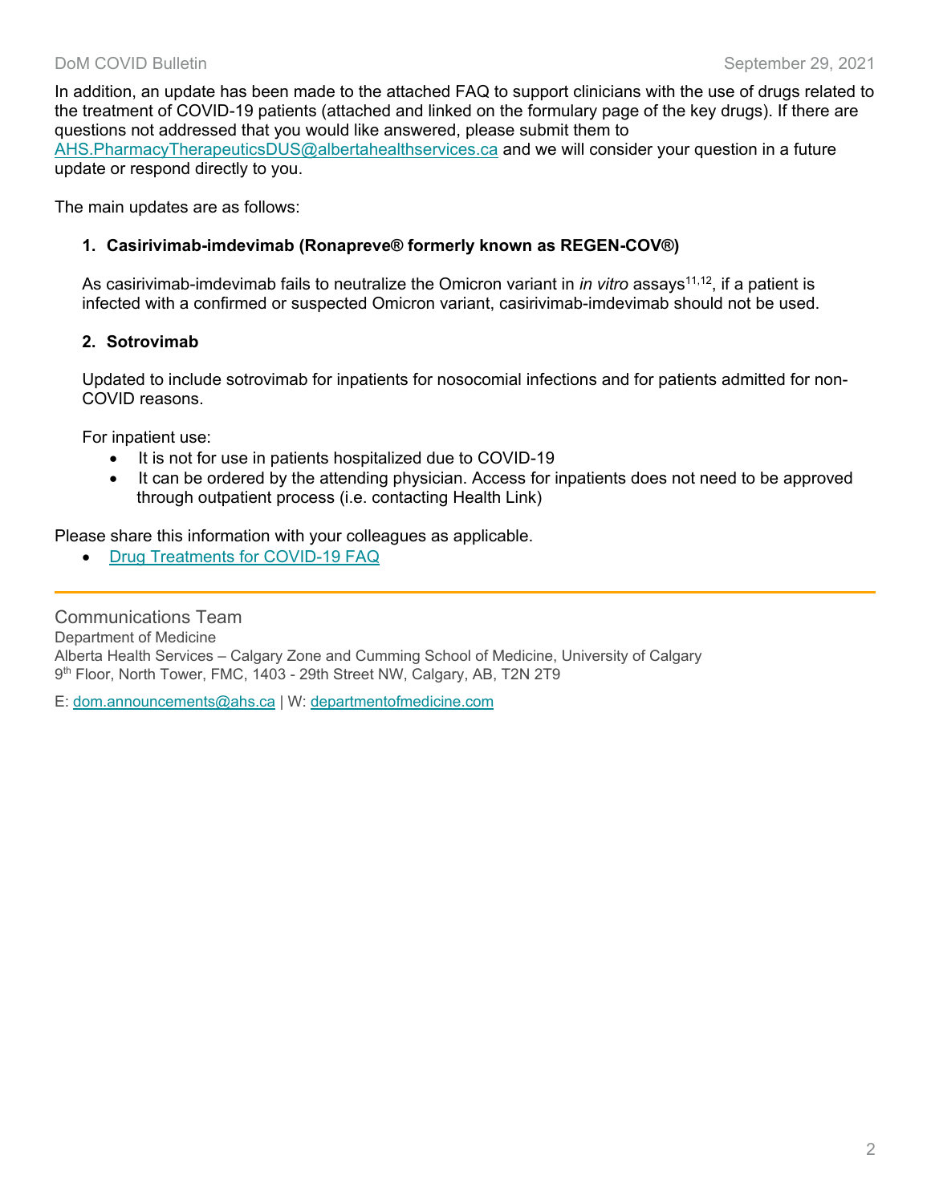In addition, an update has been made to the attached FAQ to support clinicians with the use of drugs related to the treatment of COVID-19 patients (attached and linked on the formulary page of the key drugs). If there are questions not addressed that you would like answered, please submit them to AHS.PharmacyTherapeuticsDUS@albertahealthservices.ca and we will consider your question in a future update or respond directly to you.

The main updates are as follows:

1. **Casirivimab-imdevimab (Ronapreve® formerly known as REGEN-COV®)**

   As casirivimab-imdevimab fails to neutralize the Omicron variant in *in vitro* assays[11,12], if a patient is infected with a confirmed or suspected Omicron variant, casirivimab-imdevimab should not be used.

2. **Sotrovimab**

   Updated to include sotrovimab for inpatients for nosocomial infections and for patients admitted for non-COVID reasons.

   For inpatient use:
   - It is not for use in patients hospitalized due to COVID-19
   - It can be ordered by the attending physician. Access for inpatients does not need to be approved through outpatient process (i.e. contacting Health Link)

Please share this information with your colleagues as applicable.

- Drug Treatments for COVID-19 FAQ

---

Communications Team
Department of Medicine
Alberta Health Services – Calgary Zone and Cumming School of Medicine, University of Calgary
9th Floor, North Tower, FMC, 1403 - 29th Street NW, Calgary, AB, T2N 2T9

E: dom.announcements@ahs.ca | W: departmentofmedicine.com